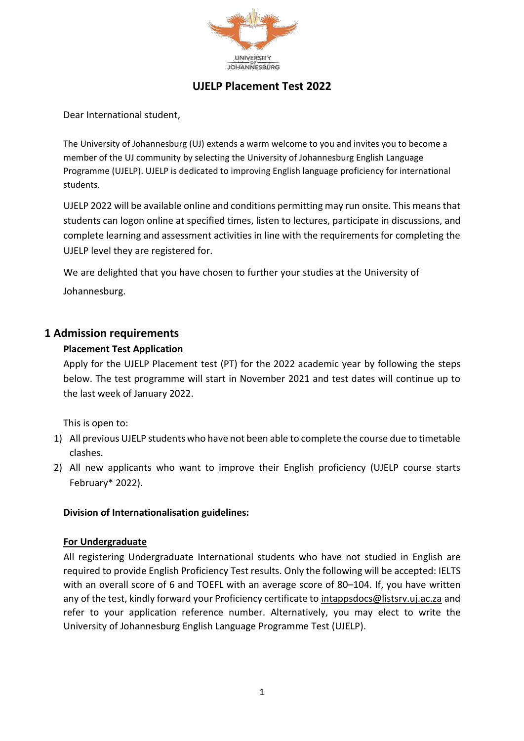# UJELP Placement Test 2022

Dear International student,

The University of Johannesburg (UJ) extends a warm welcome to you and invites you to become a member of the UJ community by selecting the University of Johannesburg English Language Programme (UJELP). UJELP is dedicated to improving English language proficiency for international students.

UJELP 2022 will be available online and conditions permitting may run onsite. This means that students can logon online at specified times, listen to lectures, participate in discussions, and complete learning and assessment activities in line with the requirements for completing the UJELP level they are registered for.

We are delighted that you have chosen to further your studies at the University of Johannesburg.

## 1 Admission requirements

**Placement Test Application**

Apply for the UJELP Placement test (PT) for the 2022 academic year by following the steps below. The test programme will start in November 2021 and test dates will continue up to the last week of January 2022.

This is open to:

1) All previous UJELP students who have not been able to complete the course due to timetable clashes.
2) All new applicants who want to improve their English proficiency (UJELP course starts February* 2022).

**Division of Internationalisation guidelines:**

**For Undergraduate**

All registering Undergraduate International students who have not studied in English are required to provide English Proficiency Test results. Only the following will be accepted: IELTS with an overall score of 6 and TOEFL with an average score of 80–104. If, you have written any of the test, kindly forward your Proficiency certificate to intappsdocs@listsrv.uj.ac.za and refer to your application reference number. Alternatively, you may elect to write the University of Johannesburg English Language Programme Test (UJELP).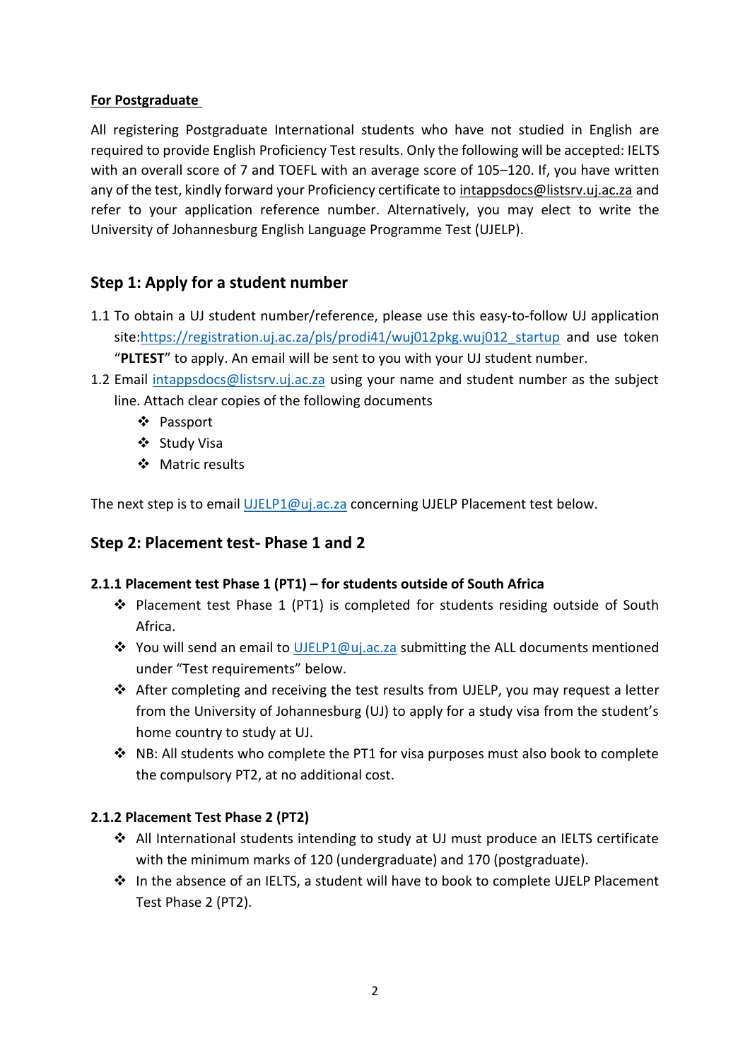**For Postgraduate**

All registering Postgraduate International students who have not studied in English are required to provide English Proficiency Test results. Only the following will be accepted: IELTS with an overall score of 7 and TOEFL with an average score of 105–120. If, you have written any of the test, kindly forward your Proficiency certificate to intappsdocs@listsrv.uj.ac.za and refer to your application reference number. Alternatively, you may elect to write the University of Johannesburg English Language Programme Test (UJELP).

## Step 1: Apply for a student number

1.1 To obtain a UJ student number/reference, please use this easy-to-follow UJ application site:[https://registration.uj.ac.za/pls/prodi41/wuj012pkg.wuj012_startup](https://registration.uj.ac.za/pls/prodi41/wuj012pkg.wuj012_startup) and use token "**PLTEST**" to apply. An email will be sent to you with your UJ student number.

1.2 Email intappsdocs@listsrv.uj.ac.za using your name and student number as the subject line. Attach clear copies of the following documents

- Passport
- Study Visa
- Matric results

The next step is to email UJELP1@uj.ac.za concerning UJELP Placement test below.

## Step 2: Placement test- Phase 1 and 2

### 2.1.1 Placement test Phase 1 (PT1) – for students outside of South Africa

- Placement test Phase 1 (PT1) is completed for students residing outside of South Africa.
- You will send an email to UJELP1@uj.ac.za submitting the ALL documents mentioned under "Test requirements" below.
- After completing and receiving the test results from UJELP, you may request a letter from the University of Johannesburg (UJ) to apply for a study visa from the student's home country to study at UJ.
- NB: All students who complete the PT1 for visa purposes must also book to complete the compulsory PT2, at no additional cost.

### 2.1.2 Placement Test Phase 2 (PT2)

- All International students intending to study at UJ must produce an IELTS certificate with the minimum marks of 120 (undergraduate) and 170 (postgraduate).
- In the absence of an IELTS, a student will have to book to complete UJELP Placement Test Phase 2 (PT2).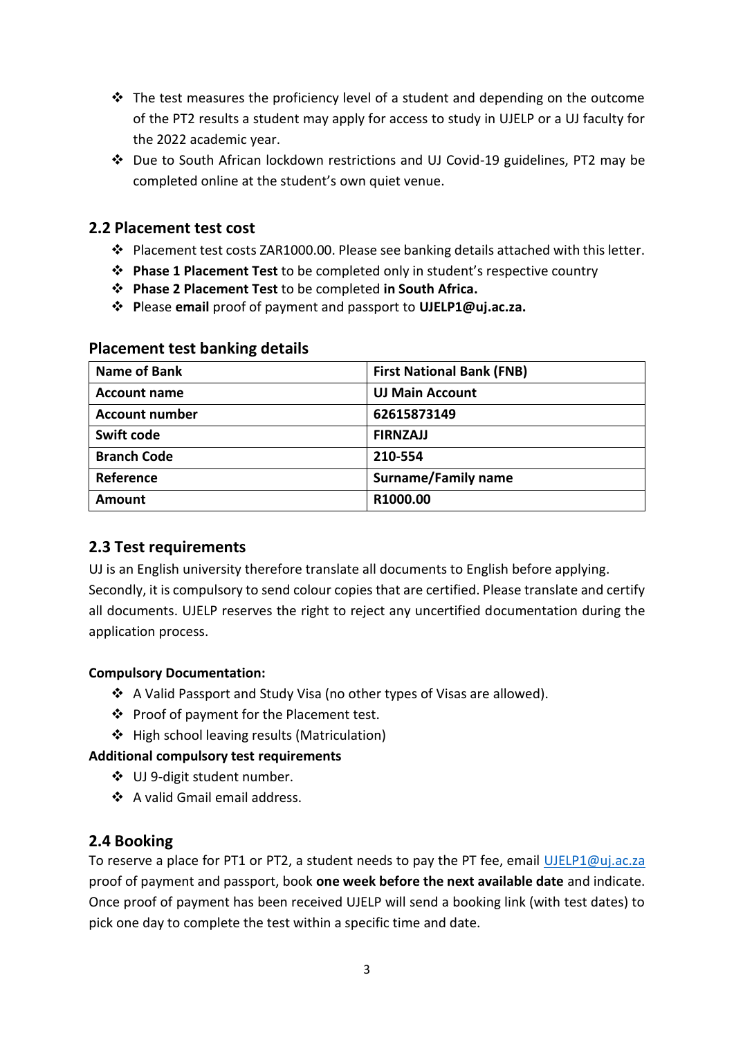- The test measures the proficiency level of a student and depending on the outcome of the PT2 results a student may apply for access to study in UJELP or a UJ faculty for the 2022 academic year.
- Due to South African lockdown restrictions and UJ Covid-19 guidelines, PT2 may be completed online at the student's own quiet venue.

## 2.2 Placement test cost

- Placement test costs ZAR1000.00. Please see banking details attached with this letter.
- **Phase 1 Placement Test** to be completed only in student's respective country
- **Phase 2 Placement Test** to be completed **in South Africa.**
- **P**lease **email** proof of payment and passport to **UJELP1@uj.ac.za.**

### Placement test banking details

| **Name of Bank** | **First National Bank (FNB)** |
|---|---|
| **Account name** | **UJ Main Account** |
| **Account number** | **62615873149** |
| **Swift code** | **FIRNZAJJ** |
| **Branch Code** | **210-554** |
| **Reference** | **Surname/Family name** |
| **Amount** | **R1000.00** |

## 2.3 Test requirements

UJ is an English university therefore translate all documents to English before applying. Secondly, it is compulsory to send colour copies that are certified. Please translate and certify all documents. UJELP reserves the right to reject any uncertified documentation during the application process.

**Compulsory Documentation:**

- A Valid Passport and Study Visa (no other types of Visas are allowed).
- Proof of payment for the Placement test.
- High school leaving results (Matriculation)

**Additional compulsory test requirements**

- UJ 9-digit student number.
- A valid Gmail email address.

## 2.4 Booking

To reserve a place for PT1 or PT2, a student needs to pay the PT fee, email UJELP1@uj.ac.za proof of payment and passport, book **one week before the next available date** and indicate. Once proof of payment has been received UJELP will send a booking link (with test dates) to pick one day to complete the test within a specific time and date.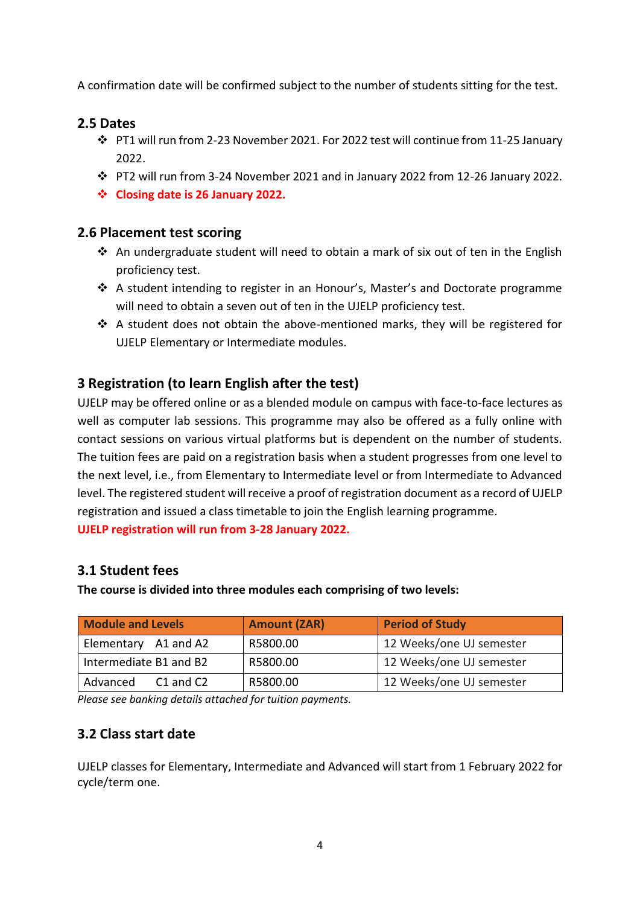A confirmation date will be confirmed subject to the number of students sitting for the test.

## 2.5 Dates

- PT1 will run from 2-23 November 2021. For 2022 test will continue from 11-25 January 2022.
- PT2 will run from 3-24 November 2021 and in January 2022 from 12-26 January 2022.
- **Closing date is 26 January 2022.**

## 2.6 Placement test scoring

- An undergraduate student will need to obtain a mark of six out of ten in the English proficiency test.
- A student intending to register in an Honour's, Master's and Doctorate programme will need to obtain a seven out of ten in the UJELP proficiency test.
- A student does not obtain the above-mentioned marks, they will be registered for UJELP Elementary or Intermediate modules.

## 3 Registration (to learn English after the test)

UJELP may be offered online or as a blended module on campus with face-to-face lectures as well as computer lab sessions. This programme may also be offered as a fully online with contact sessions on various virtual platforms but is dependent on the number of students. The tuition fees are paid on a registration basis when a student progresses from one level to the next level, i.e., from Elementary to Intermediate level or from Intermediate to Advanced level. The registered student will receive a proof of registration document as a record of UJELP registration and issued a class timetable to join the English learning programme.

**UJELP registration will run from 3-28 January 2022.**

## 3.1 Student fees

**The course is divided into three modules each comprising of two levels:**

| Module and Levels | Amount (ZAR) | Period of Study |
|---|---|---|
| Elementary A1 and A2 | R5800.00 | 12 Weeks/one UJ semester |
| Intermediate B1 and B2 | R5800.00 | 12 Weeks/one UJ semester |
| Advanced C1 and C2 | R5800.00 | 12 Weeks/one UJ semester |

*Please see banking details attached for tuition payments.*

## 3.2 Class start date

UJELP classes for Elementary, Intermediate and Advanced will start from 1 February 2022 for cycle/term one.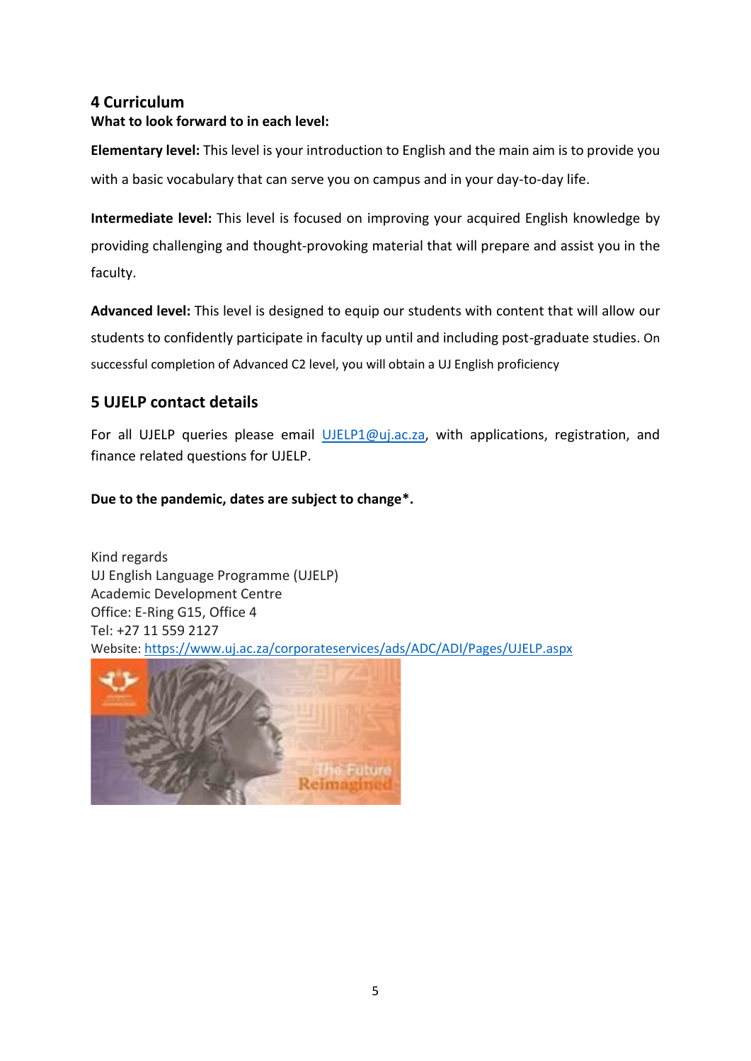## 4 Curriculum

**What to look forward to in each level:**

**Elementary level:** This level is your introduction to English and the main aim is to provide you with a basic vocabulary that can serve you on campus and in your day-to-day life.

**Intermediate level:** This level is focused on improving your acquired English knowledge by providing challenging and thought-provoking material that will prepare and assist you in the faculty.

**Advanced level:** This level is designed to equip our students with content that will allow our students to confidently participate in faculty up until and including post-graduate studies. On successful completion of Advanced C2 level, you will obtain a UJ English proficiency

## 5 UJELP contact details

For all UJELP queries please email UJELP1@uj.ac.za, with applications, registration, and finance related questions for UJELP.

**Due to the pandemic, dates are subject to change*.**

Kind regards
UJ English Language Programme (UJELP)
Academic Development Centre
Office: E-Ring G15, Office 4
Tel: +27 11 559 2127
Website: https://www.uj.ac.za/corporateservices/ads/ADC/ADI/Pages/UJELP.aspx